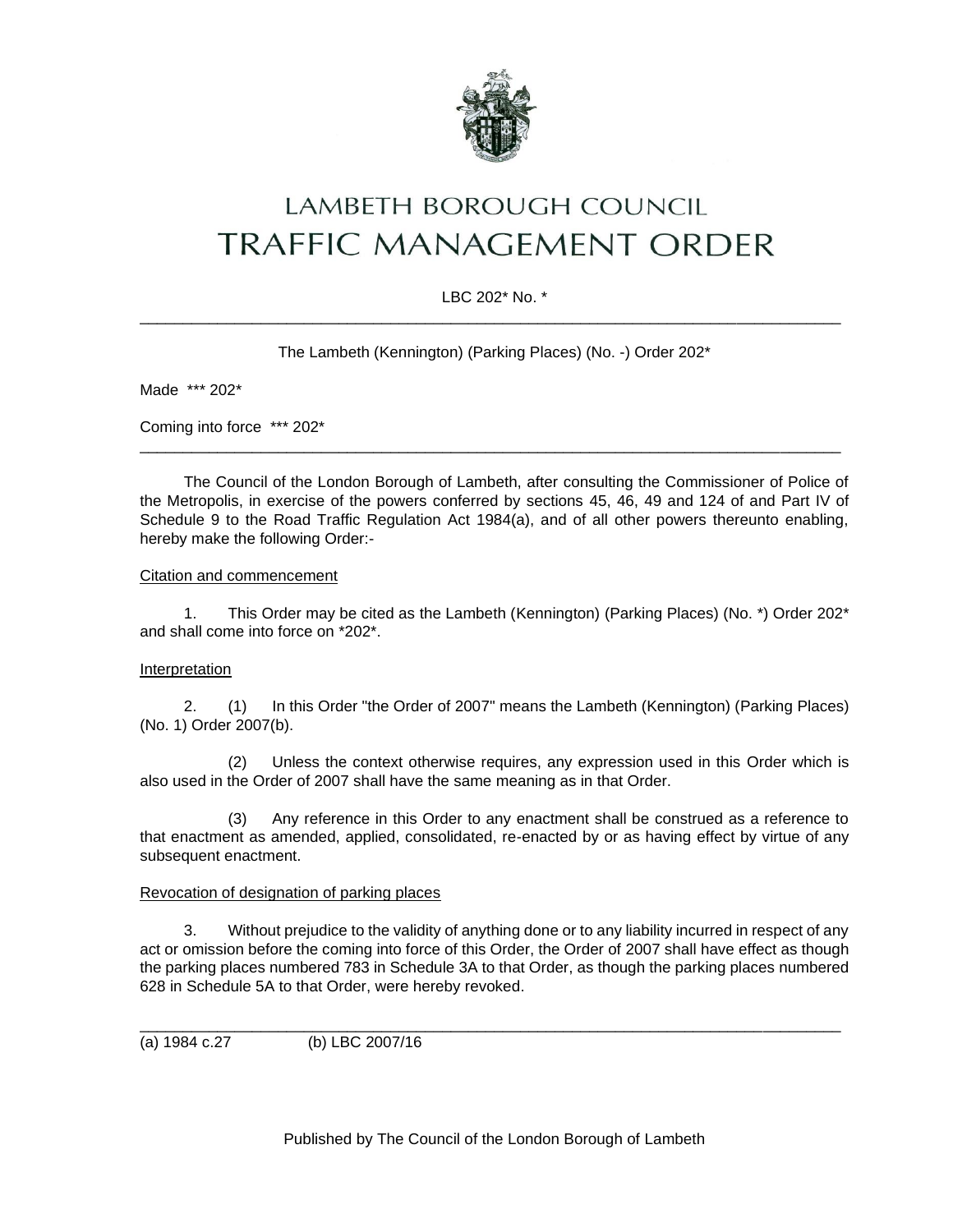# LAMBETH BOROUGH COUNCIL

# TRAFFIC MANAGEMENT ORDER

LBC 202* No. *

---

The Lambeth (Kennington) (Parking Places) (No. -) Order 202*

Made *** 202*

Coming into force *** 202*

---

The Council of the London Borough of Lambeth, after consulting the Commissioner of Police of the Metropolis, in exercise of the powers conferred by sections 45, 46, 49 and 124 of and Part IV of Schedule 9 to the Road Traffic Regulation Act 1984(a), and of all other powers thereunto enabling, hereby make the following Order:-

<u>Citation and commencement</u>

1. This Order may be cited as the Lambeth (Kennington) (Parking Places) (No. *) Order 202* and shall come into force on *202*.

<u>Interpretation</u>

2. (1) In this Order "the Order of 2007" means the Lambeth (Kennington) (Parking Places) (No. 1) Order 2007(b).

(2) Unless the context otherwise requires, any expression used in this Order which is also used in the Order of 2007 shall have the same meaning as in that Order.

(3) Any reference in this Order to any enactment shall be construed as a reference to that enactment as amended, applied, consolidated, re-enacted by or as having effect by virtue of any subsequent enactment.

<u>Revocation of designation of parking places</u>

3. Without prejudice to the validity of anything done or to any liability incurred in respect of any act or omission before the coming into force of this Order, the Order of 2007 shall have effect as though the parking places numbered 783 in Schedule 3A to that Order, as though the parking places numbered 628 in Schedule 5A to that Order, were hereby revoked.

---

(a) 1984 c.27 (b) LBC 2007/16

Published by The Council of the London Borough of Lambeth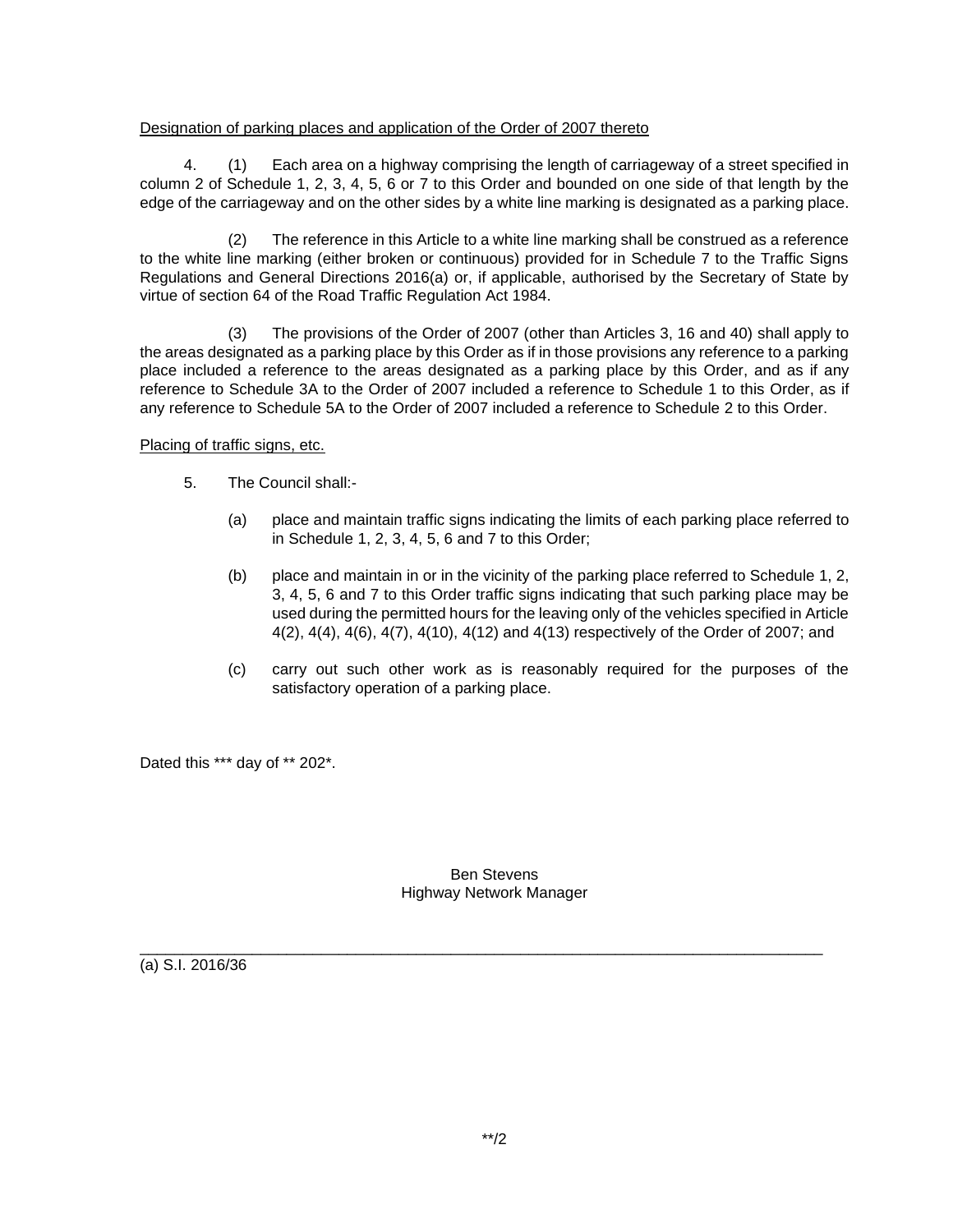Designation of parking places and application of the Order of 2007 thereto

4. (1) Each area on a highway comprising the length of carriageway of a street specified in column 2 of Schedule 1, 2, 3, 4, 5, 6 or 7 to this Order and bounded on one side of that length by the edge of the carriageway and on the other sides by a white line marking is designated as a parking place.

(2) The reference in this Article to a white line marking shall be construed as a reference to the white line marking (either broken or continuous) provided for in Schedule 7 to the Traffic Signs Regulations and General Directions 2016(a) or, if applicable, authorised by the Secretary of State by virtue of section 64 of the Road Traffic Regulation Act 1984.

(3) The provisions of the Order of 2007 (other than Articles 3, 16 and 40) shall apply to the areas designated as a parking place by this Order as if in those provisions any reference to a parking place included a reference to the areas designated as a parking place by this Order, and as if any reference to Schedule 3A to the Order of 2007 included a reference to Schedule 1 to this Order, as if any reference to Schedule 5A to the Order of 2007 included a reference to Schedule 2 to this Order.

Placing of traffic signs, etc.

5. The Council shall:-

(a) place and maintain traffic signs indicating the limits of each parking place referred to in Schedule 1, 2, 3, 4, 5, 6 and 7 to this Order;

(b) place and maintain in or in the vicinity of the parking place referred to Schedule 1, 2, 3, 4, 5, 6 and 7 to this Order traffic signs indicating that such parking place may be used during the permitted hours for the leaving only of the vehicles specified in Article 4(2), 4(4), 4(6), 4(7), 4(10), 4(12) and 4(13) respectively of the Order of 2007; and

(c) carry out such other work as is reasonably required for the purposes of the satisfactory operation of a parking place.

Dated this *** day of ** 202*.

Ben Stevens
Highway Network Manager

---

(a) S.I. 2016/36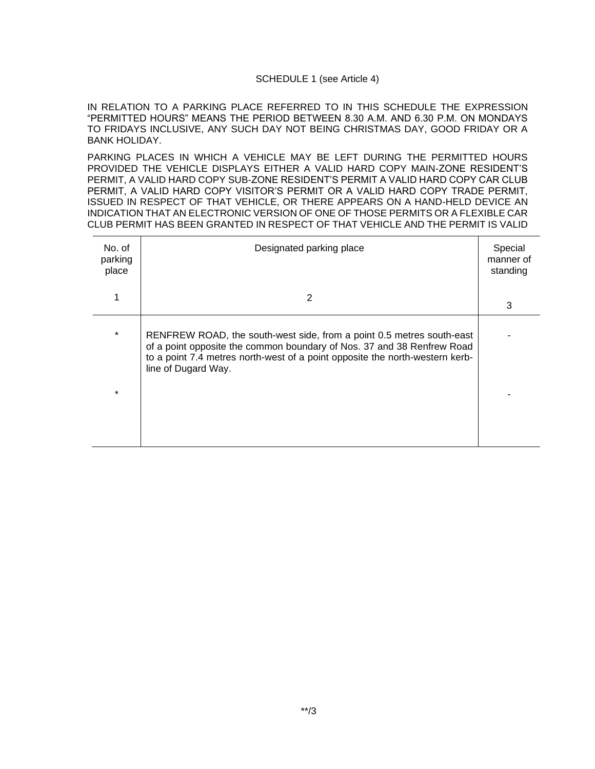SCHEDULE 1 (see Article 4)

IN RELATION TO A PARKING PLACE REFERRED TO IN THIS SCHEDULE THE EXPRESSION "PERMITTED HOURS" MEANS THE PERIOD BETWEEN 8.30 A.M. AND 6.30 P.M. ON MONDAYS TO FRIDAYS INCLUSIVE, ANY SUCH DAY NOT BEING CHRISTMAS DAY, GOOD FRIDAY OR A BANK HOLIDAY.

PARKING PLACES IN WHICH A VEHICLE MAY BE LEFT DURING THE PERMITTED HOURS PROVIDED THE VEHICLE DISPLAYS EITHER A VALID HARD COPY MAIN-ZONE RESIDENT'S PERMIT, A VALID HARD COPY SUB-ZONE RESIDENT'S PERMIT A VALID HARD COPY CAR CLUB PERMIT, A VALID HARD COPY VISITOR'S PERMIT OR A VALID HARD COPY TRADE PERMIT, ISSUED IN RESPECT OF THAT VEHICLE, OR THERE APPEARS ON A HAND-HELD DEVICE AN INDICATION THAT AN ELECTRONIC VERSION OF ONE OF THOSE PERMITS OR A FLEXIBLE CAR CLUB PERMIT HAS BEEN GRANTED IN RESPECT OF THAT VEHICLE AND THE PERMIT IS VALID

| No. of parking place | Designated parking place | Special manner of standing |
|---|---|---|
| 1 | 2 | 3 |
| * | RENFREW ROAD, the south-west side, from a point 0.5 metres south-east of a point opposite the common boundary of Nos. 37 and 38 Renfrew Road to a point 7.4 metres north-west of a point opposite the north-western kerb-line of Dugard Way. | - |
| * | | - |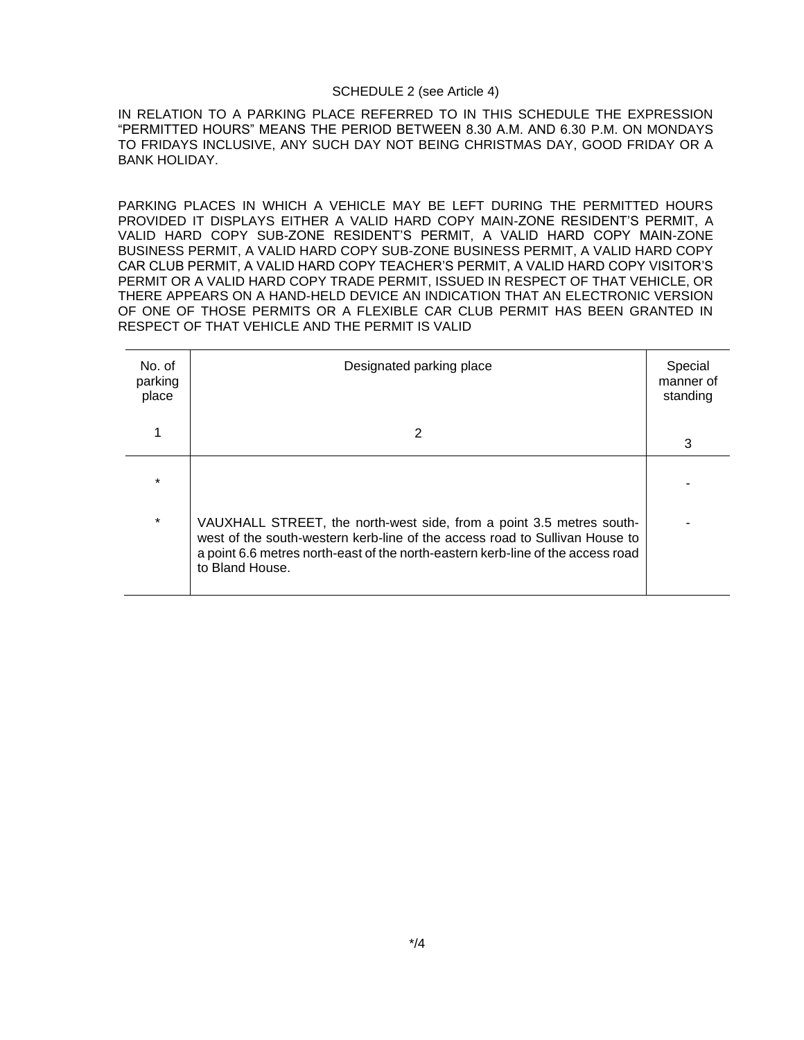SCHEDULE 2 (see Article 4)

IN RELATION TO A PARKING PLACE REFERRED TO IN THIS SCHEDULE THE EXPRESSION "PERMITTED HOURS" MEANS THE PERIOD BETWEEN 8.30 A.M. AND 6.30 P.M. ON MONDAYS TO FRIDAYS INCLUSIVE, ANY SUCH DAY NOT BEING CHRISTMAS DAY, GOOD FRIDAY OR A BANK HOLIDAY.

PARKING PLACES IN WHICH A VEHICLE MAY BE LEFT DURING THE PERMITTED HOURS PROVIDED IT DISPLAYS EITHER A VALID HARD COPY MAIN-ZONE RESIDENT'S PERMIT, A VALID HARD COPY SUB-ZONE RESIDENT'S PERMIT, A VALID HARD COPY MAIN-ZONE BUSINESS PERMIT, A VALID HARD COPY SUB-ZONE BUSINESS PERMIT, A VALID HARD COPY CAR CLUB PERMIT, A VALID HARD COPY TEACHER'S PERMIT, A VALID HARD COPY VISITOR'S PERMIT OR A VALID HARD COPY TRADE PERMIT, ISSUED IN RESPECT OF THAT VEHICLE, OR THERE APPEARS ON A HAND-HELD DEVICE AN INDICATION THAT AN ELECTRONIC VERSION OF ONE OF THOSE PERMITS OR A FLEXIBLE CAR CLUB PERMIT HAS BEEN GRANTED IN RESPECT OF THAT VEHICLE AND THE PERMIT IS VALID

| No. of parking place | Designated parking place | Special manner of standing |
|---|---|---|
| 1 | 2 | 3 |
| * | | - |
| * | VAUXHALL STREET, the north-west side, from a point 3.5 metres south-west of the south-western kerb-line of the access road to Sullivan House to a point 6.6 metres north-east of the north-eastern kerb-line of the access road to Bland House. | - |